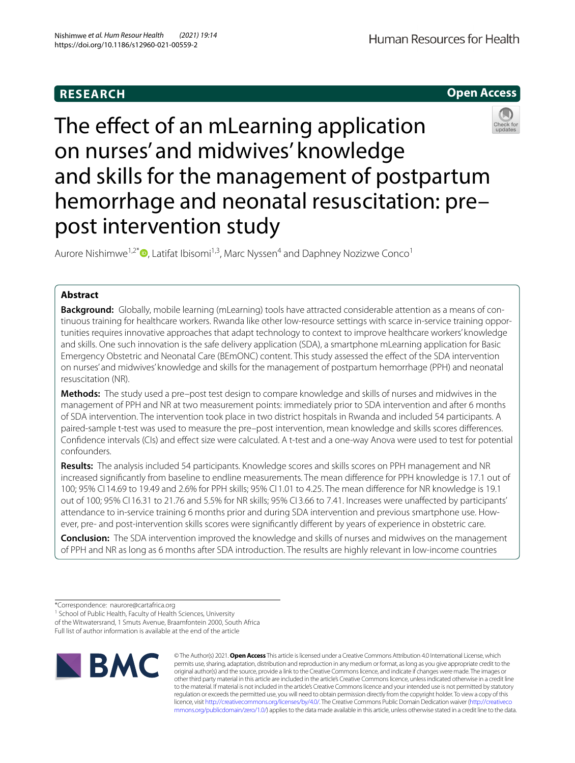RESEARCH

Open Access

# The effect of an mLearning application on nurses' and midwives' knowledge and skills for the management of postpartum hemorrhage and neonatal resuscitation: pre–post intervention study

Aurore Nishimwe[1,2*], Latifat Ibisomi[1,3], Marc Nyssen[4] and Daphney Nozizwe Conco[1]

## Abstract

**Background:** Globally, mobile learning (mLearning) tools have attracted considerable attention as a means of continuous training for healthcare workers. Rwanda like other low-resource settings with scarce in-service training opportunities requires innovative approaches that adapt technology to context to improve healthcare workers' knowledge and skills. One such innovation is the safe delivery application (SDA), a smartphone mLearning application for Basic Emergency Obstetric and Neonatal Care (BEmONC) content. This study assessed the effect of the SDA intervention on nurses' and midwives' knowledge and skills for the management of postpartum hemorrhage (PPH) and neonatal resuscitation (NR).

**Methods:** The study used a pre–post test design to compare knowledge and skills of nurses and midwives in the management of PPH and NR at two measurement points: immediately prior to SDA intervention and after 6 months of SDA intervention. The intervention took place in two district hospitals in Rwanda and included 54 participants. A paired-sample t-test was used to measure the pre–post intervention, mean knowledge and skills scores differences. Confidence intervals (CIs) and effect size were calculated. A t-test and a one-way Anova were used to test for potential confounders.

**Results:** The analysis included 54 participants. Knowledge scores and skills scores on PPH management and NR increased significantly from baseline to endline measurements. The mean difference for PPH knowledge is 17.1 out of 100; 95% CI 14.69 to 19.49 and 2.6% for PPH skills; 95% CI 1.01 to 4.25. The mean difference for NR knowledge is 19.1 out of 100; 95% CI 16.31 to 21.76 and 5.5% for NR skills; 95% CI 3.66 to 7.41. Increases were unaffected by participants' attendance to in-service training 6 months prior and during SDA intervention and previous smartphone use. However, pre- and post-intervention skills scores were significantly different by years of experience in obstetric care.

**Conclusion:** The SDA intervention improved the knowledge and skills of nurses and midwives on the management of PPH and NR as long as 6 months after SDA introduction. The results are highly relevant in low-income countries

*Correspondence: naurore@cartafrica.org
[1] School of Public Health, Faculty of Health Sciences, University of the Witwatersrand, 1 Smuts Avenue, Braamfontein 2000, South Africa
Full list of author information is available at the end of the article

© The Author(s) 2021. **Open Access** This article is licensed under a Creative Commons Attribution 4.0 International License, which permits use, sharing, adaptation, distribution and reproduction in any medium or format, as long as you give appropriate credit to the original author(s) and the source, provide a link to the Creative Commons licence, and indicate if changes were made. The images or other third party material in this article are included in the article's Creative Commons licence, unless indicated otherwise in a credit line to the material. If material is not included in the article's Creative Commons licence and your intended use is not permitted by statutory regulation or exceeds the permitted use, you will need to obtain permission directly from the copyright holder. To view a copy of this licence, visit http://creativecommons.org/licenses/by/4.0/. The Creative Commons Public Domain Dedication waiver (http://creativecommons.org/publicdomain/zero/1.0/) applies to the data made available in this article, unless otherwise stated in a credit line to the data.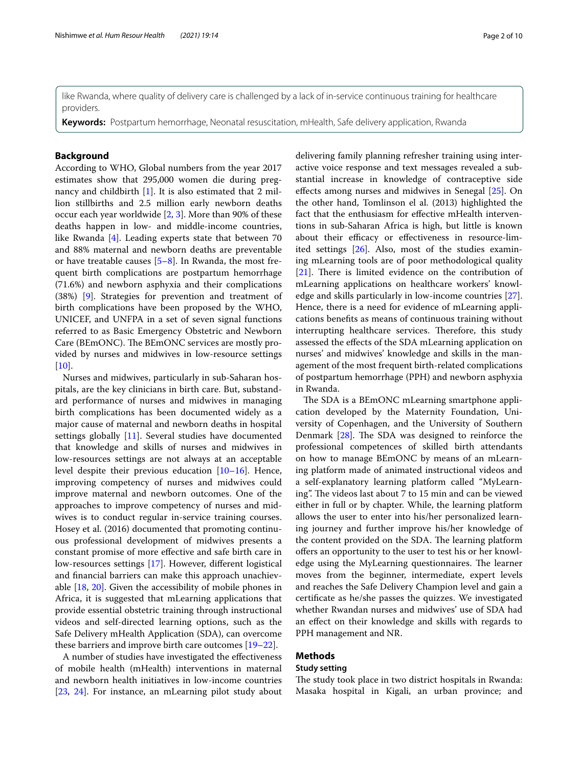like Rwanda, where quality of delivery care is challenged by a lack of in-service continuous training for healthcare providers.

**Keywords:** Postpartum hemorrhage, Neonatal resuscitation, mHealth, Safe delivery application, Rwanda

## Background

According to WHO, Global numbers from the year 2017 estimates show that 295,000 women die during pregnancy and childbirth [1]. It is also estimated that 2 million stillbirths and 2.5 million early newborn deaths occur each year worldwide [2, 3]. More than 90% of these deaths happen in low- and middle-income countries, like Rwanda [4]. Leading experts state that between 70 and 88% maternal and newborn deaths are preventable or have treatable causes [5–8]. In Rwanda, the most frequent birth complications are postpartum hemorrhage (71.6%) and newborn asphyxia and their complications (38%) [9]. Strategies for prevention and treatment of birth complications have been proposed by the WHO, UNICEF, and UNFPA in a set of seven signal functions referred to as Basic Emergency Obstetric and Newborn Care (BEmONC). The BEmONC services are mostly provided by nurses and midwives in low-resource settings [10].

Nurses and midwives, particularly in sub-Saharan hospitals, are the key clinicians in birth care. But, substandard performance of nurses and midwives in managing birth complications has been documented widely as a major cause of maternal and newborn deaths in hospital settings globally [11]. Several studies have documented that knowledge and skills of nurses and midwives in low-resources settings are not always at an acceptable level despite their previous education [10–16]. Hence, improving competency of nurses and midwives could improve maternal and newborn outcomes. One of the approaches to improve competency of nurses and midwives is to conduct regular in-service training courses. Hosey et al. (2016) documented that promoting continuous professional development of midwives presents a constant promise of more effective and safe birth care in low-resources settings [17]. However, different logistical and financial barriers can make this approach unachievable [18, 20]. Given the accessibility of mobile phones in Africa, it is suggested that mLearning applications that provide essential obstetric training through instructional videos and self-directed learning options, such as the Safe Delivery mHealth Application (SDA), can overcome these barriers and improve birth care outcomes [19–22].

A number of studies have investigated the effectiveness of mobile health (mHealth) interventions in maternal and newborn health initiatives in low-income countries [23, 24]. For instance, an mLearning pilot study about delivering family planning refresher training using interactive voice response and text messages revealed a substantial increase in knowledge of contraceptive side effects among nurses and midwives in Senegal [25]. On the other hand, Tomlinson el al. (2013) highlighted the fact that the enthusiasm for effective mHealth interventions in sub-Saharan Africa is high, but little is known about their efficacy or effectiveness in resource-limited settings [26]. Also, most of the studies examining mLearning tools are of poor methodological quality [21]. There is limited evidence on the contribution of mLearning applications on healthcare workers' knowledge and skills particularly in low-income countries [27]. Hence, there is a need for evidence of mLearning applications benefits as means of continuous training without interrupting healthcare services. Therefore, this study assessed the effects of the SDA mLearning application on nurses' and midwives' knowledge and skills in the management of the most frequent birth-related complications of postpartum hemorrhage (PPH) and newborn asphyxia in Rwanda.

The SDA is a BEmONC mLearning smartphone application developed by the Maternity Foundation, University of Copenhagen, and the University of Southern Denmark [28]. The SDA was designed to reinforce the professional competences of skilled birth attendants on how to manage BEmONC by means of an mLearning platform made of animated instructional videos and a self-explanatory learning platform called "MyLearning". The videos last about 7 to 15 min and can be viewed either in full or by chapter. While, the learning platform allows the user to enter into his/her personalized learning journey and further improve his/her knowledge of the content provided on the SDA. The learning platform offers an opportunity to the user to test his or her knowledge using the MyLearning questionnaires. The learner moves from the beginner, intermediate, expert levels and reaches the Safe Delivery Champion level and gain a certificate as he/she passes the quizzes. We investigated whether Rwandan nurses and midwives' use of SDA had an effect on their knowledge and skills with regards to PPH management and NR.

## Methods

### Study setting

The study took place in two district hospitals in Rwanda: Masaka hospital in Kigali, an urban province; and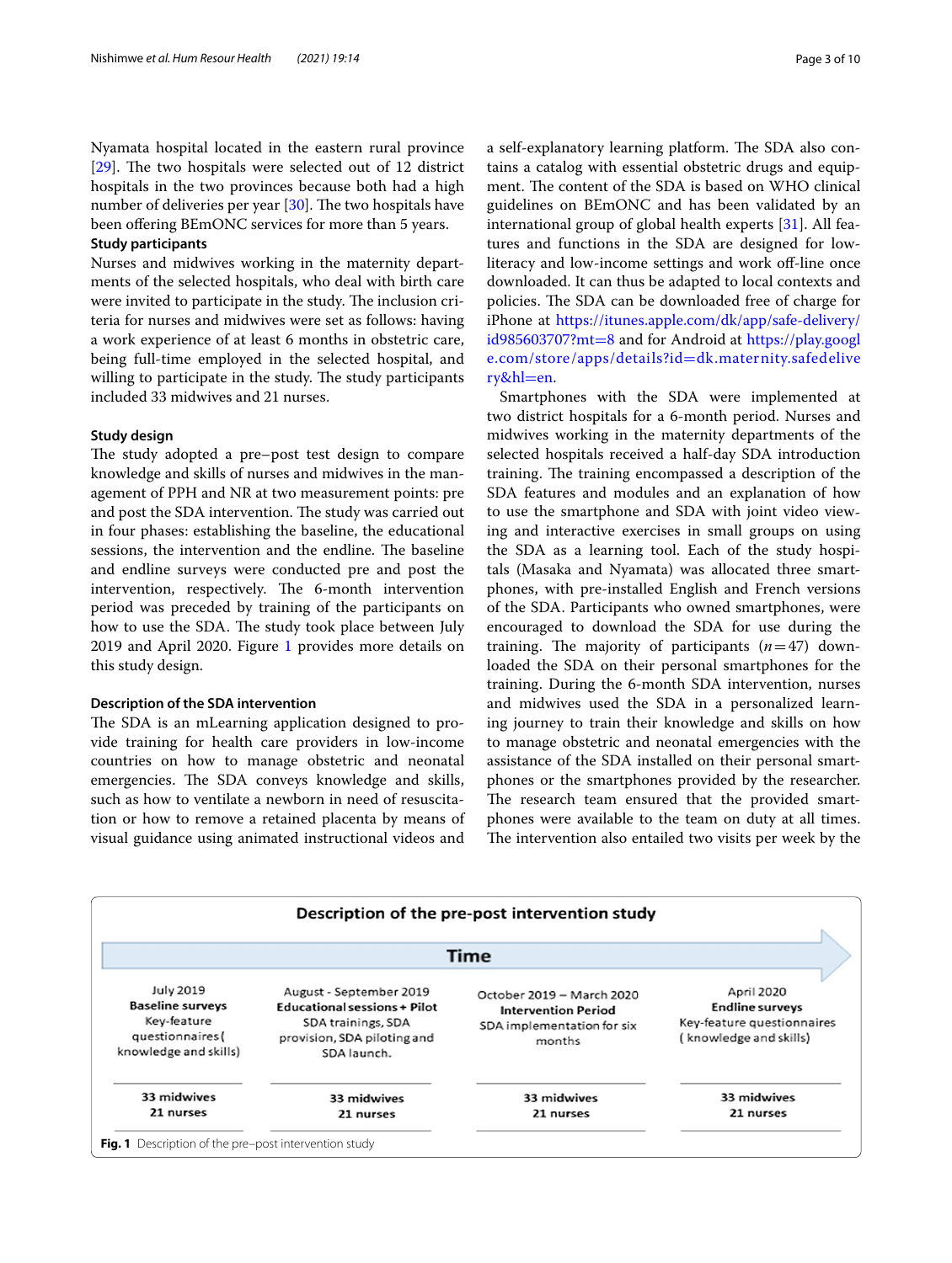Nyamata hospital located in the eastern rural province [29]. The two hospitals were selected out of 12 district hospitals in the two provinces because both had a high number of deliveries per year [30]. The two hospitals have been offering BEmONC services for more than 5 years.

### Study participants

Nurses and midwives working in the maternity departments of the selected hospitals, who deal with birth care were invited to participate in the study. The inclusion criteria for nurses and midwives were set as follows: having a work experience of at least 6 months in obstetric care, being full-time employed in the selected hospital, and willing to participate in the study. The study participants included 33 midwives and 21 nurses.

### Study design

The study adopted a pre–post test design to compare knowledge and skills of nurses and midwives in the management of PPH and NR at two measurement points: pre and post the SDA intervention. The study was carried out in four phases: establishing the baseline, the educational sessions, the intervention and the endline. The baseline and endline surveys were conducted pre and post the intervention, respectively. The 6-month intervention period was preceded by training of the participants on how to use the SDA. The study took place between July 2019 and April 2020. Figure 1 provides more details on this study design.

### Description of the SDA intervention

The SDA is an mLearning application designed to provide training for health care providers in low-income countries on how to manage obstetric and neonatal emergencies. The SDA conveys knowledge and skills, such as how to ventilate a newborn in need of resuscitation or how to remove a retained placenta by means of visual guidance using animated instructional videos and a self-explanatory learning platform. The SDA also contains a catalog with essential obstetric drugs and equipment. The content of the SDA is based on WHO clinical guidelines on BEmONC and has been validated by an international group of global health experts [31]. All features and functions in the SDA are designed for low-literacy and low-income settings and work off-line once downloaded. It can thus be adapted to local contexts and policies. The SDA can be downloaded free of charge for iPhone at https://itunes.apple.com/dk/app/safe-delivery/id985603707?mt=8 and for Android at https://play.google.com/store/apps/details?id=dk.maternity.safedelivery&hl=en.

Smartphones with the SDA were implemented at two district hospitals for a 6-month period. Nurses and midwives working in the maternity departments of the selected hospitals received a half-day SDA introduction training. The training encompassed a description of the SDA features and modules and an explanation of how to use the smartphone and SDA with joint video viewing and interactive exercises in small groups on using the SDA as a learning tool. Each of the study hospitals (Masaka and Nyamata) was allocated three smartphones, with pre-installed English and French versions of the SDA. Participants who owned smartphones, were encouraged to download the SDA for use during the training. The majority of participants ($n = 47$) downloaded the SDA on their personal smartphones for the training. During the 6-month SDA intervention, nurses and midwives used the SDA in a personalized learning journey to train their knowledge and skills on how to manage obstetric and neonatal emergencies with the assistance of the SDA installed on their personal smartphones or the smartphones provided by the researcher. The research team ensured that the provided smartphones were available to the team on duty at all times. The intervention also entailed two visits per week by the

**Description of the pre-post intervention study**

**Time** →

| July 2019<br>**Baseline surveys**<br>Key-feature questionnaires (knowledge and skills) | August - September 2019<br>**Educational sessions + Pilot**<br>SDA trainings, SDA provision, SDA piloting and SDA launch. | October 2019 – March 2020<br>**Intervention Period**<br>SDA implementation for six months | April 2020<br>**Endline surveys**<br>Key-feature questionnaires (knowledge and skills) |
|---|---|---|---|
| **33 midwives**<br>**21 nurses** | **33 midwives**<br>**21 nurses** | **33 midwives**<br>**21 nurses** | **33 midwives**<br>**21 nurses** |

**Fig. 1** Description of the pre–post intervention study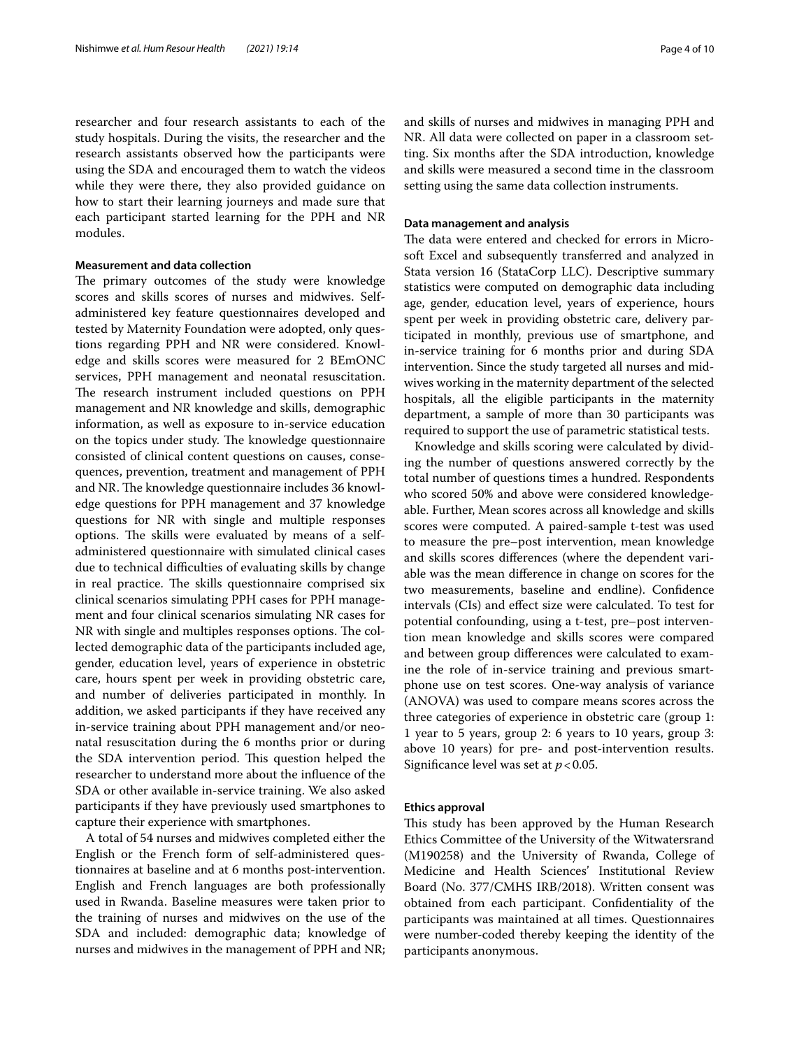researcher and four research assistants to each of the study hospitals. During the visits, the researcher and the research assistants observed how the participants were using the SDA and encouraged them to watch the videos while they were there, they also provided guidance on how to start their learning journeys and made sure that each participant started learning for the PPH and NR modules.

#### Measurement and data collection

The primary outcomes of the study were knowledge scores and skills scores of nurses and midwives. Self-administered key feature questionnaires developed and tested by Maternity Foundation were adopted, only questions regarding PPH and NR were considered. Knowledge and skills scores were measured for 2 BEmONC services, PPH management and neonatal resuscitation. The research instrument included questions on PPH management and NR knowledge and skills, demographic information, as well as exposure to in-service education on the topics under study. The knowledge questionnaire consisted of clinical content questions on causes, consequences, prevention, treatment and management of PPH and NR. The knowledge questionnaire includes 36 knowledge questions for PPH management and 37 knowledge questions for NR with single and multiple responses options. The skills were evaluated by means of a self-administered questionnaire with simulated clinical cases due to technical difficulties of evaluating skills by change in real practice. The skills questionnaire comprised six clinical scenarios simulating PPH cases for PPH management and four clinical scenarios simulating NR cases for NR with single and multiples responses options. The collected demographic data of the participants included age, gender, education level, years of experience in obstetric care, hours spent per week in providing obstetric care, and number of deliveries participated in monthly. In addition, we asked participants if they have received any in-service training about PPH management and/or neonatal resuscitation during the 6 months prior or during the SDA intervention period. This question helped the researcher to understand more about the influence of the SDA or other available in-service training. We also asked participants if they have previously used smartphones to capture their experience with smartphones.

A total of 54 nurses and midwives completed either the English or the French form of self-administered questionnaires at baseline and at 6 months post-intervention. English and French languages are both professionally used in Rwanda. Baseline measures were taken prior to the training of nurses and midwives on the use of the SDA and included: demographic data; knowledge of nurses and midwives in the management of PPH and NR; and skills of nurses and midwives in managing PPH and NR. All data were collected on paper in a classroom setting. Six months after the SDA introduction, knowledge and skills were measured a second time in the classroom setting using the same data collection instruments.

#### Data management and analysis

The data were entered and checked for errors in Microsoft Excel and subsequently transferred and analyzed in Stata version 16 (StataCorp LLC). Descriptive summary statistics were computed on demographic data including age, gender, education level, years of experience, hours spent per week in providing obstetric care, delivery participated in monthly, previous use of smartphone, and in-service training for 6 months prior and during SDA intervention. Since the study targeted all nurses and midwives working in the maternity department of the selected hospitals, all the eligible participants in the maternity department, a sample of more than 30 participants was required to support the use of parametric statistical tests.

Knowledge and skills scoring were calculated by dividing the number of questions answered correctly by the total number of questions times a hundred. Respondents who scored 50% and above were considered knowledgeable. Further, Mean scores across all knowledge and skills scores were computed. A paired-sample t-test was used to measure the pre–post intervention, mean knowledge and skills scores differences (where the dependent variable was the mean difference in change on scores for the two measurements, baseline and endline). Confidence intervals (CIs) and effect size were calculated. To test for potential confounding, using a t-test, pre–post intervention mean knowledge and skills scores were compared and between group differences were calculated to examine the role of in-service training and previous smartphone use on test scores. One-way analysis of variance (ANOVA) was used to compare means scores across the three categories of experience in obstetric care (group 1: 1 year to 5 years, group 2: 6 years to 10 years, group 3: above 10 years) for pre- and post-intervention results. Significance level was set at $p < 0.05$.

#### Ethics approval

This study has been approved by the Human Research Ethics Committee of the University of the Witwatersrand (M190258) and the University of Rwanda, College of Medicine and Health Sciences' Institutional Review Board (No. 377/CMHS IRB/2018). Written consent was obtained from each participant. Confidentiality of the participants was maintained at all times. Questionnaires were number-coded thereby keeping the identity of the participants anonymous.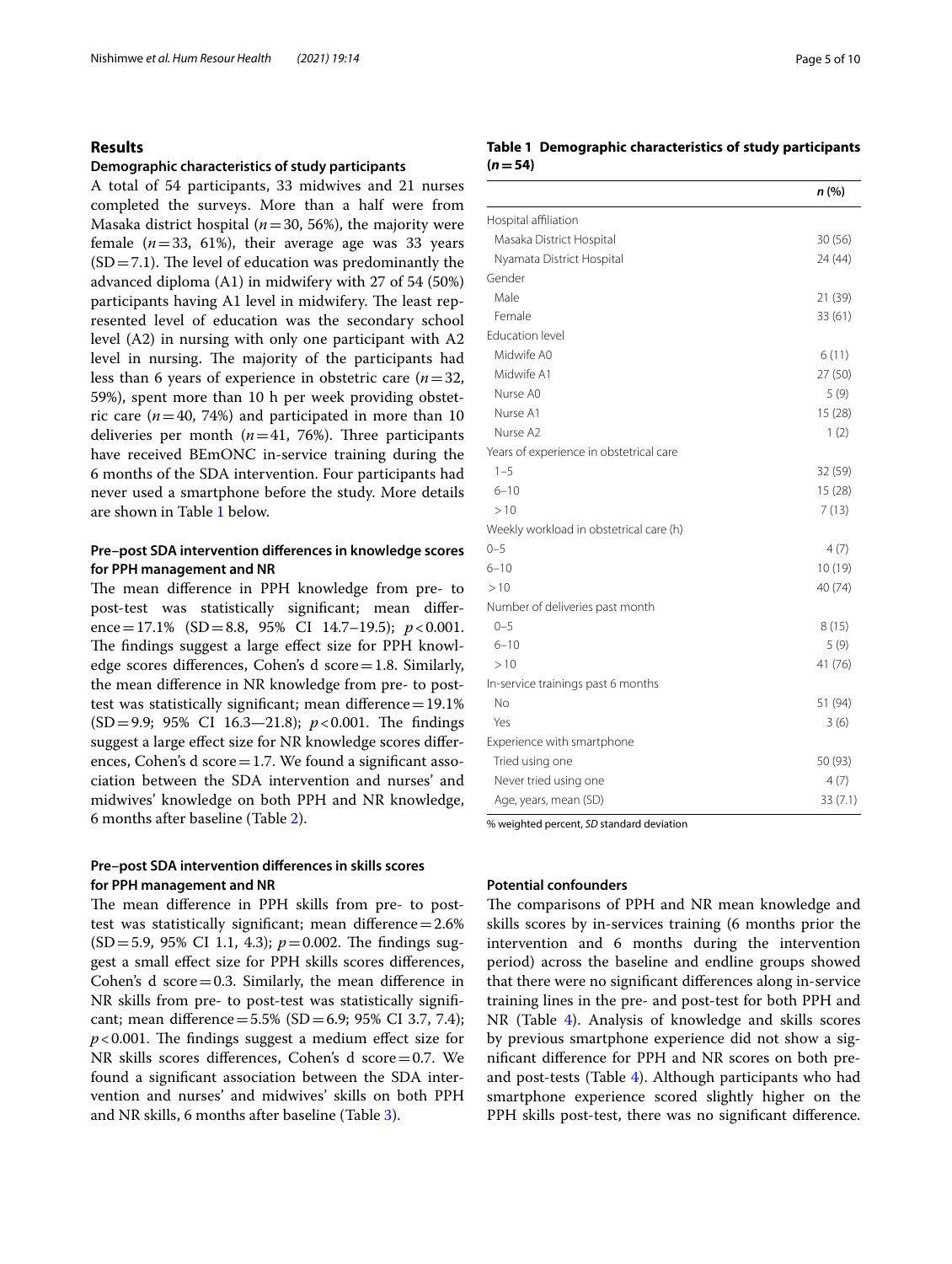## Results

### Demographic characteristics of study participants

A total of 54 participants, 33 midwives and 21 nurses completed the surveys. More than a half were from Masaka district hospital ($n = 30$, 56%), the majority were female ($n = 33$, 61%), their average age was 33 years (SD = 7.1). The level of education was predominantly the advanced diploma (A1) in midwifery with 27 of 54 (50%) participants having A1 level in midwifery. The least represented level of education was the secondary school level (A2) in nursing with only one participant with A2 level in nursing. The majority of the participants had less than 6 years of experience in obstetric care ($n = 32$, 59%), spent more than 10 h per week providing obstetric care ($n = 40$, 74%) and participated in more than 10 deliveries per month ($n = 41$, 76%). Three participants have received BEmONC in-service training during the 6 months of the SDA intervention. Four participants had never used a smartphone before the study. More details are shown in Table 1 below.

**Table 1 Demographic characteristics of study participants (*n* = 54)**

| | *n* (%) |
|---|---|
| Hospital affiliation | |
| Masaka District Hospital | 30 (56) |
| Nyamata District Hospital | 24 (44) |
| Gender | |
| Male | 21 (39) |
| Female | 33 (61) |
| Education level | |
| Midwife A0 | 6 (11) |
| Midwife A1 | 27 (50) |
| Nurse A0 | 5 (9) |
| Nurse A1 | 15 (28) |
| Nurse A2 | 1 (2) |
| Years of experience in obstetrical care | |
| 1–5 | 32 (59) |
| 6–10 | 15 (28) |
| > 10 | 7 (13) |
| Weekly workload in obstetrical care (h) | |
| 0–5 | 4 (7) |
| 6–10 | 10 (19) |
| > 10 | 40 (74) |
| Number of deliveries past month | |
| 0–5 | 8 (15) |
| 6–10 | 5 (9) |
| > 10 | 41 (76) |
| In-service trainings past 6 months | |
| No | 51 (94) |
| Yes | 3 (6) |
| Experience with smartphone | |
| Tried using one | 50 (93) |
| Never tried using one | 4 (7) |
| Age, years, mean (SD) | 33 (7.1) |

% weighted percent, *SD* standard deviation

### Pre–post SDA intervention differences in knowledge scores for PPH management and NR

The mean difference in PPH knowledge from pre- to post-test was statistically significant; mean difference = 17.1% (SD = 8.8, 95% CI 14.7–19.5); $p < 0.001$. The findings suggest a large effect size for PPH knowledge scores differences, Cohen's d score = 1.8. Similarly, the mean difference in NR knowledge from pre- to post-test was statistically significant; mean difference = 19.1% (SD = 9.9; 95% CI 16.3—21.8); $p < 0.001$. The findings suggest a large effect size for NR knowledge scores differences, Cohen's d score = 1.7. We found a significant association between the SDA intervention and nurses' and midwives' knowledge on both PPH and NR knowledge, 6 months after baseline (Table 2).

### Pre–post SDA intervention differences in skills scores for PPH management and NR

The mean difference in PPH skills from pre- to post-test was statistically significant; mean difference = 2.6% (SD = 5.9, 95% CI 1.1, 4.3); $p = 0.002$. The findings suggest a small effect size for PPH skills scores differences, Cohen's d score = 0.3. Similarly, the mean difference in NR skills from pre- to post-test was statistically significant; mean difference = 5.5% (SD = 6.9; 95% CI 3.7, 7.4); $p < 0.001$. The findings suggest a medium effect size for NR skills scores differences, Cohen's d score = 0.7. We found a significant association between the SDA intervention and nurses' and midwives' skills on both PPH and NR skills, 6 months after baseline (Table 3).

### Potential confounders

The comparisons of PPH and NR mean knowledge and skills scores by in-services training (6 months prior the intervention and 6 months during the intervention period) across the baseline and endline groups showed that there were no significant differences along in-service training lines in the pre- and post-test for both PPH and NR (Table 4). Analysis of knowledge and skills scores by previous smartphone experience did not show a significant difference for PPH and NR scores on both pre- and post-tests (Table 4). Although participants who had smartphone experience scored slightly higher on the PPH skills post-test, there was no significant difference.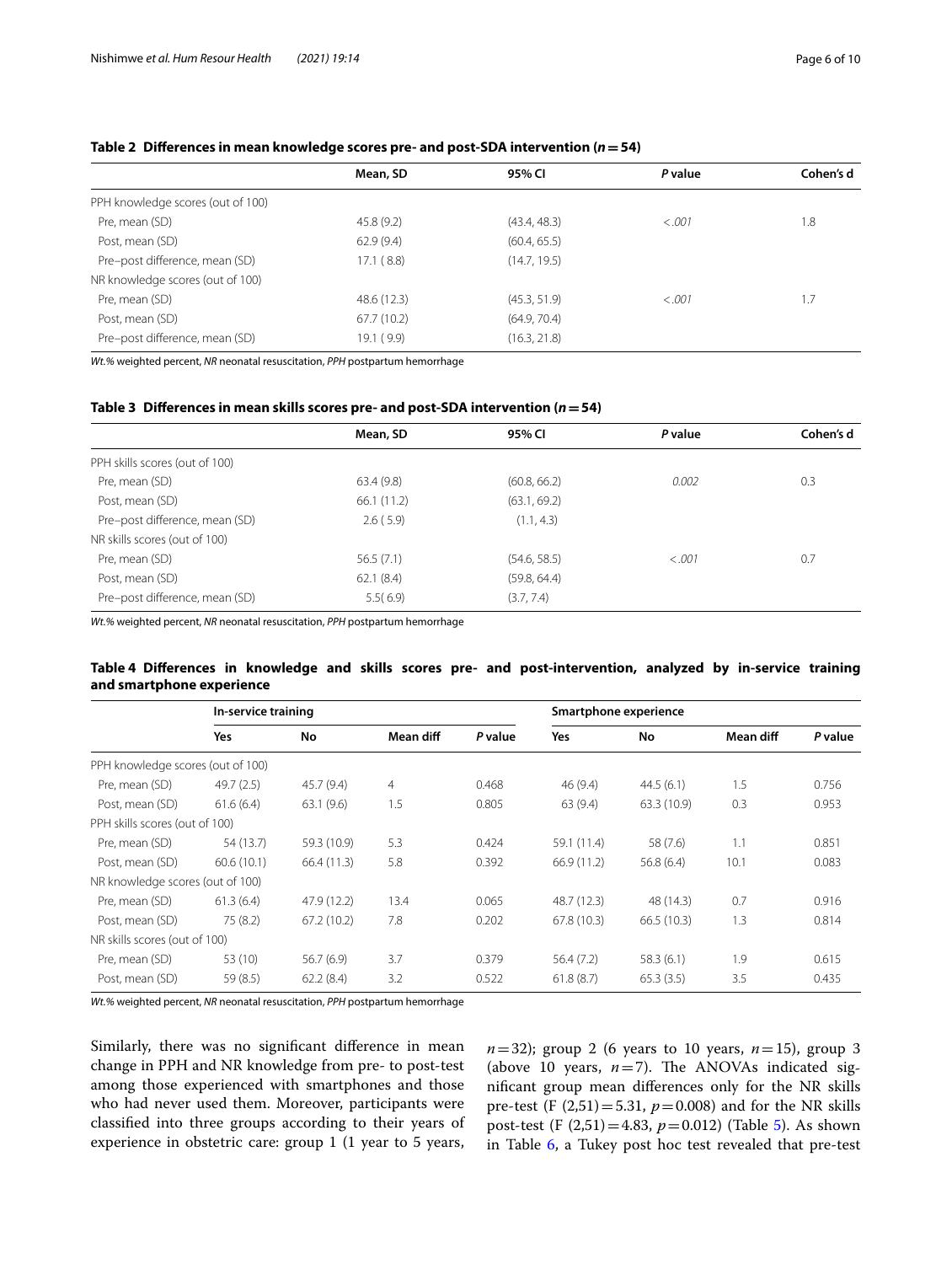**Table 2 Differences in mean knowledge scores pre- and post-SDA intervention ($n = 54$)**

| | Mean, SD | 95% CI | *P* value | Cohen's d |
|---|---|---|---|---|
| PPH knowledge scores (out of 100) | | | | |
| Pre, mean (SD) | 45.8 (9.2) | (43.4, 48.3) | *<.001* | 1.8 |
| Post, mean (SD) | 62.9 (9.4) | (60.4, 65.5) | | |
| Pre–post difference, mean (SD) | 17.1 ( 8.8) | (14.7, 19.5) | | |
| NR knowledge scores (out of 100) | | | | |
| Pre, mean (SD) | 48.6 (12.3) | (45.3, 51.9) | *<.001* | 1.7 |
| Post, mean (SD) | 67.7 (10.2) | (64.9, 70.4) | | |
| Pre–post difference, mean (SD) | 19.1 ( 9.9) | (16.3, 21.8) | | |

*Wt.%* weighted percent, *NR* neonatal resuscitation, *PPH* postpartum hemorrhage

**Table 3 Differences in mean skills scores pre- and post-SDA intervention ($n = 54$)**

| | Mean, SD | 95% CI | *P* value | Cohen's d |
|---|---|---|---|---|
| PPH skills scores (out of 100) | | | | |
| Pre, mean (SD) | 63.4 (9.8) | (60.8, 66.2) | *0.002* | 0.3 |
| Post, mean (SD) | 66.1 (11.2) | (63.1, 69.2) | | |
| Pre–post difference, mean (SD) | 2.6 ( 5.9) | (1.1, 4.3) | | |
| NR skills scores (out of 100) | | | | |
| Pre, mean (SD) | 56.5 (7.1) | (54.6, 58.5) | *<.001* | 0.7 |
| Post, mean (SD) | 62.1 (8.4) | (59.8, 64.4) | | |
| Pre–post difference, mean (SD) | 5.5( 6.9) | (3.7, 7.4) | | |

*Wt.%* weighted percent, *NR* neonatal resuscitation, *PPH* postpartum hemorrhage

**Table 4 Differences in knowledge and skills scores pre- and post-intervention, analyzed by in-service training and smartphone experience**

| | In-service training | | | | Smartphone experience | | | |
|---|---|---|---|---|---|---|---|---|
| | Yes | No | Mean diff | *P* value | Yes | No | Mean diff | *P* value |
| PPH knowledge scores (out of 100) | | | | | | | | |
| Pre, mean (SD) | 49.7 (2.5) | 45.7 (9.4) | 4 | 0.468 | 46 (9.4) | 44.5 (6.1) | 1.5 | 0.756 |
| Post, mean (SD) | 61.6 (6.4) | 63.1 (9.6) | 1.5 | 0.805 | 63 (9.4) | 63.3 (10.9) | 0.3 | 0.953 |
| PPH skills scores (out of 100) | | | | | | | | |
| Pre, mean (SD) | 54 (13.7) | 59.3 (10.9) | 5.3 | 0.424 | 59.1 (11.4) | 58 (7.6) | 1.1 | 0.851 |
| Post, mean (SD) | 60.6 (10.1) | 66.4 (11.3) | 5.8 | 0.392 | 66.9 (11.2) | 56.8 (6.4) | 10.1 | 0.083 |
| NR knowledge scores (out of 100) | | | | | | | | |
| Pre, mean (SD) | 61.3 (6.4) | 47.9 (12.2) | 13.4 | 0.065 | 48.7 (12.3) | 48 (14.3) | 0.7 | 0.916 |
| Post, mean (SD) | 75 (8.2) | 67.2 (10.2) | 7.8 | 0.202 | 67.8 (10.3) | 66.5 (10.3) | 1.3 | 0.814 |
| NR skills scores (out of 100) | | | | | | | | |
| Pre, mean (SD) | 53 (10) | 56.7 (6.9) | 3.7 | 0.379 | 56.4 (7.2) | 58.3 (6.1) | 1.9 | 0.615 |
| Post, mean (SD) | 59 (8.5) | 62.2 (8.4) | 3.2 | 0.522 | 61.8 (8.7) | 65.3 (3.5) | 3.5 | 0.435 |

*Wt.%* weighted percent, *NR* neonatal resuscitation, *PPH* postpartum hemorrhage

Similarly, there was no significant difference in mean change in PPH and NR knowledge from pre- to post-test among those experienced with smartphones and those who had never used them. Moreover, participants were classified into three groups according to their years of experience in obstetric care: group 1 (1 year to 5 years, $n = 32$); group 2 (6 years to 10 years, $n = 15$), group 3 (above 10 years, $n = 7$). The ANOVAs indicated significant group mean differences only for the NR skills pre-test ($F\ (2,51) = 5.31$, $p = 0.008$) and for the NR skills post-test ($F\ (2,51) = 4.83$, $p = 0.012$) (Table 5). As shown in Table 6, a Tukey post hoc test revealed that pre-test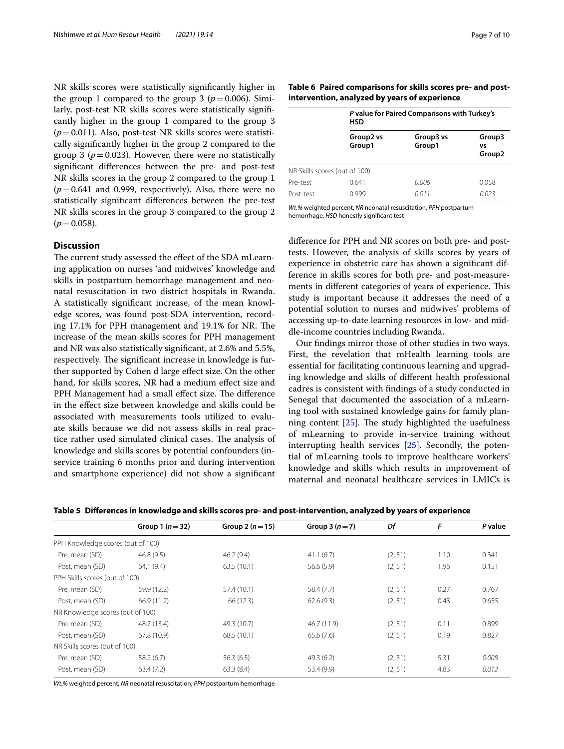NR skills scores were statistically significantly higher in the group 1 compared to the group 3 ($p = 0.006$). Similarly, post-test NR skills scores were statistically significantly higher in the group 1 compared to the group 3 ($p = 0.011$). Also, post-test NR skills scores were statistically significantly higher in the group 2 compared to the group 3 ($p = 0.023$). However, there were no statistically significant differences between the pre- and post-test NR skills scores in the group 2 compared to the group 1 ($p = 0.641$ and 0.999, respectively). Also, there were no statistically significant differences between the pre-test NR skills scores in the group 3 compared to the group 2 ($p = 0.058$).

**Table 6 Paired comparisons for skills scores pre- and post-intervention, analyzed by years of experience**

| | *P* value for Paired Comparisons with Turkey's HSD | | |
|---|---|---|---|
| | Group2 vs Group1 | Group3 vs Group1 | Group3 vs Group2 |
| NR Skills scores (out of 100) | | | |
| Pre-test | 0.641 | *0.006* | 0.058 |
| Post-test | 0.999 | *0.011* | *0.023* |

*Wt.%* weighted percent, *NR* neonatal resuscitation, *PPH* postpartum hemorrhage, *HSD* honestly significant test

## Discussion

The current study assessed the effect of the SDA mLearning application on nurses 'and midwives' knowledge and skills in postpartum hemorrhage management and neonatal resuscitation in two district hospitals in Rwanda. A statistically significant increase, of the mean knowledge scores, was found post-SDA intervention, recording 17.1% for PPH management and 19.1% for NR. The increase of the mean skills scores for PPH management and NR was also statistically significant, at 2.6% and 5.5%, respectively. The significant increase in knowledge is further supported by Cohen d large effect size. On the other hand, for skills scores, NR had a medium effect size and PPH Management had a small effect size. The difference in the effect size between knowledge and skills could be associated with measurements tools utilized to evaluate skills because we did not assess skills in real practice rather used simulated clinical cases. The analysis of knowledge and skills scores by potential confounders (in-service training 6 months prior and during intervention and smartphone experience) did not show a significant difference for PPH and NR scores on both pre- and post-tests. However, the analysis of skills scores by years of experience in obstetric care has shown a significant difference in skills scores for both pre- and post-measurements in different categories of years of experience. This study is important because it addresses the need of a potential solution to nurses and midwives' problems of accessing up-to-date learning resources in low- and middle-income countries including Rwanda.

Our findings mirror those of other studies in two ways. First, the revelation that mHealth learning tools are essential for facilitating continuous learning and upgrading knowledge and skills of different health professional cadres is consistent with findings of a study conducted in Senegal that documented the association of a mLearning tool with sustained knowledge gains for family planning content [25]. The study highlighted the usefulness of mLearning to provide in-service training without interrupting health services [25]. Secondly, the potential of mLearning tools to improve healthcare workers' knowledge and skills which results in improvement of maternal and neonatal healthcare services in LMICs is

**Table 5 Differences in knowledge and skills scores pre- and post-intervention, analyzed by years of experience**

| | Group 1 ($n = 32$) | Group 2 ($n = 15$) | Group 3 ($n = 7$) | *Df* | *F* | *P* value |
|---|---|---|---|---|---|---|
| PPH Knowledge scores (out of 100) | | | | | | |
| Pre, mean (SD) | 46.8 (9.5) | 46.2 (9.4) | 41.1 (6.7) | (2, 51) | 1.10 | 0.341 |
| Post, mean (SD) | 64.1 (9.4) | 63.5 (10.1) | 56.6 (5.9) | (2, 51) | 1.96 | 0.151 |
| PPH Skills scores (out of 100) | | | | | | |
| Pre, mean (SD) | 59.9 (12.2) | 57.4 (10.1) | 58.4 (7.7) | (2, 51) | 0.27 | 0.767 |
| Post, mean (SD) | 66.9 (11.2) | 66 (12.3) | 62.6 (9.3) | (2, 51) | 0.43 | 0.655 |
| NR Knowledge scores (out of 100) | | | | | | |
| Pre, mean (SD) | 48.7 (13.4) | 49.3 (10.7) | 46.7 (11.9) | (2, 51) | 0.11 | 0.899 |
| Post, mean (SD) | 67.8 (10.9) | 68.5 (10.1) | 65.6 (7.6) | (2, 51) | 0.19 | 0.827 |
| NR Skills scores (out of 100) | | | | | | |
| Pre, mean (SD) | 58.2 (6.7) | 56.3 (6.5) | 49.3 (6.2) | (2, 51) | 5.31 | *0.008* |
| Post, mean (SD) | 63.4 (7.2) | 63.3 (8.4) | 53.4 (9.9) | (2, 51) | 4.83 | *0.012* |

*Wt.%* weighted percent, *NR* neonatal resuscitation, *PPH* postpartum hemorrhage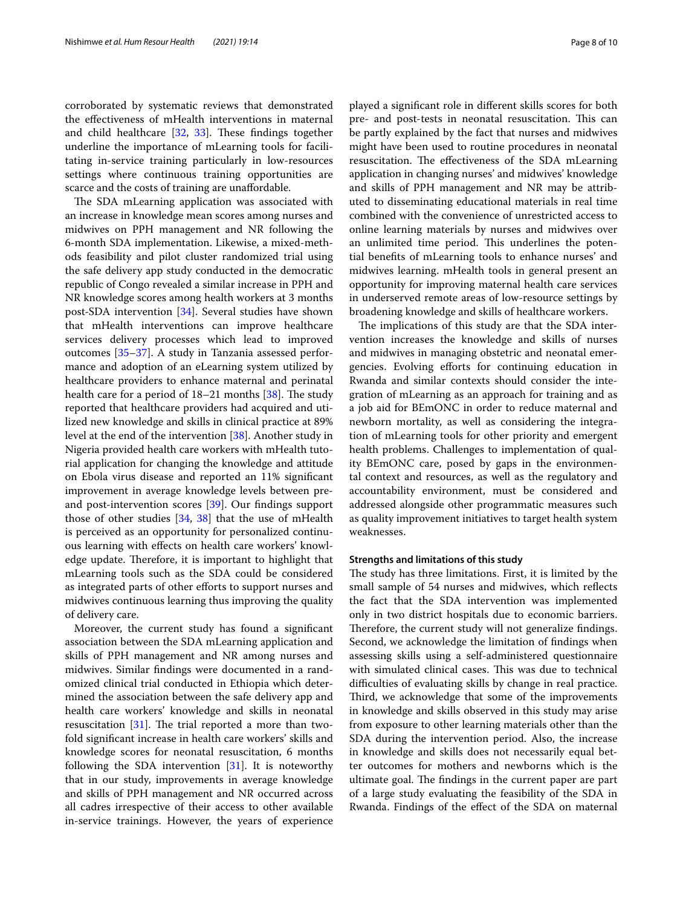corroborated by systematic reviews that demonstrated the effectiveness of mHealth interventions in maternal and child healthcare [32, 33]. These findings together underline the importance of mLearning tools for facilitating in-service training particularly in low-resources settings where continuous training opportunities are scarce and the costs of training are unaffordable.

The SDA mLearning application was associated with an increase in knowledge mean scores among nurses and midwives on PPH management and NR following the 6-month SDA implementation. Likewise, a mixed-methods feasibility and pilot cluster randomized trial using the safe delivery app study conducted in the democratic republic of Congo revealed a similar increase in PPH and NR knowledge scores among health workers at 3 months post-SDA intervention [34]. Several studies have shown that mHealth interventions can improve healthcare services delivery processes which lead to improved outcomes [35–37]. A study in Tanzania assessed performance and adoption of an eLearning system utilized by healthcare providers to enhance maternal and perinatal health care for a period of 18–21 months [38]. The study reported that healthcare providers had acquired and utilized new knowledge and skills in clinical practice at 89% level at the end of the intervention [38]. Another study in Nigeria provided health care workers with mHealth tutorial application for changing the knowledge and attitude on Ebola virus disease and reported an 11% significant improvement in average knowledge levels between pre- and post-intervention scores [39]. Our findings support those of other studies [34, 38] that the use of mHealth is perceived as an opportunity for personalized continuous learning with effects on health care workers' knowledge update. Therefore, it is important to highlight that mLearning tools such as the SDA could be considered as integrated parts of other efforts to support nurses and midwives continuous learning thus improving the quality of delivery care.

Moreover, the current study has found a significant association between the SDA mLearning application and skills of PPH management and NR among nurses and midwives. Similar findings were documented in a randomized clinical trial conducted in Ethiopia which determined the association between the safe delivery app and health care workers' knowledge and skills in neonatal resuscitation [31]. The trial reported a more than two-fold significant increase in health care workers' skills and knowledge scores for neonatal resuscitation, 6 months following the SDA intervention [31]. It is noteworthy that in our study, improvements in average knowledge and skills of PPH management and NR occurred across all cadres irrespective of their access to other available in-service trainings. However, the years of experience played a significant role in different skills scores for both pre- and post-tests in neonatal resuscitation. This can be partly explained by the fact that nurses and midwives might have been used to routine procedures in neonatal resuscitation. The effectiveness of the SDA mLearning application in changing nurses' and midwives' knowledge and skills of PPH management and NR may be attributed to disseminating educational materials in real time combined with the convenience of unrestricted access to online learning materials by nurses and midwives over an unlimited time period. This underlines the potential benefits of mLearning tools to enhance nurses' and midwives learning. mHealth tools in general present an opportunity for improving maternal health care services in underserved remote areas of low-resource settings by broadening knowledge and skills of healthcare workers.

The implications of this study are that the SDA intervention increases the knowledge and skills of nurses and midwives in managing obstetric and neonatal emergencies. Evolving efforts for continuing education in Rwanda and similar contexts should consider the integration of mLearning as an approach for training and as a job aid for BEmONC in order to reduce maternal and newborn mortality, as well as considering the integration of mLearning tools for other priority and emergent health problems. Challenges to implementation of quality BEmONC care, posed by gaps in the environmental context and resources, as well as the regulatory and accountability environment, must be considered and addressed alongside other programmatic measures such as quality improvement initiatives to target health system weaknesses.

### Strengths and limitations of this study

The study has three limitations. First, it is limited by the small sample of 54 nurses and midwives, which reflects the fact that the SDA intervention was implemented only in two district hospitals due to economic barriers. Therefore, the current study will not generalize findings. Second, we acknowledge the limitation of findings when assessing skills using a self-administered questionnaire with simulated clinical cases. This was due to technical difficulties of evaluating skills by change in real practice. Third, we acknowledge that some of the improvements in knowledge and skills observed in this study may arise from exposure to other learning materials other than the SDA during the intervention period. Also, the increase in knowledge and skills does not necessarily equal better outcomes for mothers and newborns which is the ultimate goal. The findings in the current paper are part of a large study evaluating the feasibility of the SDA in Rwanda. Findings of the effect of the SDA on maternal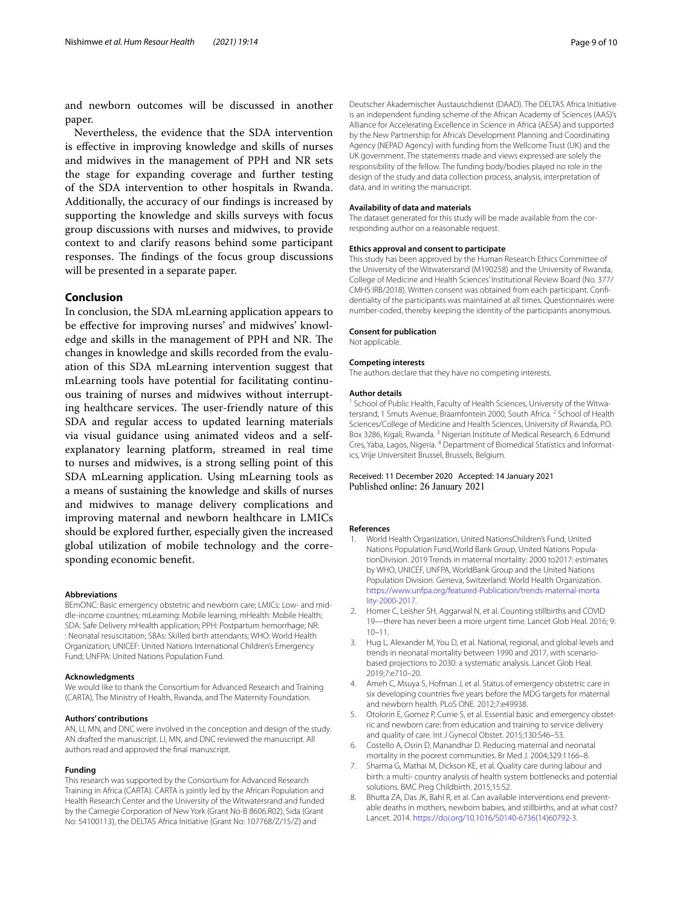and newborn outcomes will be discussed in another paper.

Nevertheless, the evidence that the SDA intervention is effective in improving knowledge and skills of nurses and midwives in the management of PPH and NR sets the stage for expanding coverage and further testing of the SDA intervention to other hospitals in Rwanda. Additionally, the accuracy of our findings is increased by supporting the knowledge and skills surveys with focus group discussions with nurses and midwives, to provide context to and clarify reasons behind some participant responses. The findings of the focus group discussions will be presented in a separate paper.

## Conclusion

In conclusion, the SDA mLearning application appears to be effective for improving nurses' and midwives' knowledge and skills in the management of PPH and NR. The changes in knowledge and skills recorded from the evaluation of this SDA mLearning intervention suggest that mLearning tools have potential for facilitating continuous training of nurses and midwives without interrupting healthcare services. The user-friendly nature of this SDA and regular access to updated learning materials via visual guidance using animated videos and a self-explanatory learning platform, streamed in real time to nurses and midwives, is a strong selling point of this SDA mLearning application. Using mLearning tools as a means of sustaining the knowledge and skills of nurses and midwives to manage delivery complications and improving maternal and newborn healthcare in LMICs should be explored further, especially given the increased global utilization of mobile technology and the corresponding economic benefit.

#### Abbreviations

BEmONC: Basic emergency obstetric and newborn care; LMICs: Low- and middle-income countries; mLearning: Mobile learning; mHealth: Mobile Health; SDA: Safe Delivery mHealth application; PPH: Postpartum hemorrhage; NR: : Neonatal resuscitation; SBAs: Skilled birth attendants; WHO: World Health Organization; UNICEF: United Nations International Children's Emergency Fund; UNFPA: United Nations Population Fund.

#### Acknowledgments

We would like to thank the Consortium for Advanced Research and Training (CARTA), The Ministry of Health, Rwanda, and The Maternity Foundation.

#### Authors' contributions

AN, LI, MN, and DNC were involved in the conception and design of the study. AN drafted the manuscript. LI, MN, and DNC reviewed the manuscript. All authors read and approved the final manuscript.

#### Funding

This research was supported by the Consortium for Advanced Research Training in Africa (CARTA). CARTA is jointly led by the African Population and Health Research Center and the University of the Witwatersrand and funded by the Carnegie Corporation of New York (Grant No-B 8606.R02), Sida (Grant No: 54100113), the DELTAS Africa Initiative (Grant No: 107768/Z/15/Z) and Deutscher Akademischer Austauschdienst (DAAD). The DELTAS Africa Initiative is an independent funding scheme of the African Academy of Sciences (AAS)'s Alliance for Accelerating Excellence in Science in Africa (AESA) and supported by the New Partnership for Africa's Development Planning and Coordinating Agency (NEPAD Agency) with funding from the Wellcome Trust (UK) and the UK government. The statements made and views expressed are solely the responsibility of the fellow. The funding body/bodies played no role in the design of the study and data collection process, analysis, interpretation of data, and in writing the manuscript.

#### Availability of data and materials

The dataset generated for this study will be made available from the corresponding author on a reasonable request.

#### Ethics approval and consent to participate

This study has been approved by the Human Research Ethics Committee of the University of the Witwatersrand (M190258) and the University of Rwanda, College of Medicine and Health Sciences' Institutional Review Board (No. 377/CMHS IRB/2018). Written consent was obtained from each participant. Confidentiality of the participants was maintained at all times. Questionnaires were number-coded, thereby keeping the identity of the participants anonymous.

#### Consent for publication

Not applicable.

#### Competing interests

The authors declare that they have no competing interests.

#### Author details

[1] School of Public Health, Faculty of Health Sciences, University of the Witwatersrand, 1 Smuts Avenue, Braamfontein 2000, South Africa. [2] School of Health Sciences/College of Medicine and Health Sciences, University of Rwanda, P.O. Box 3286, Kigali, Rwanda. [3] Nigerian Institute of Medical Research, 6 Edmund Cres, Yaba, Lagos, Nigeria. [4] Department of Biomedical Statistics and Informatics, Vrije Universiteit Brussel, Brussels, Belgium.

Received: 11 December 2020 Accepted: 14 January 2021
Published online: 26 January 2021

#### References

1. World Health Organization, United NationsChildren's Fund, United Nations Population Fund,World Bank Group, United Nations PopulationDivision. 2019 Trends in maternal mortality: 2000 to2017: estimates by WHO, UNICEF, UNFPA, WorldBank Group and the United Nations Population Division. Geneva, Switzerland: World Health Organization. https://www.unfpa.org/featured-Publication/trends-maternal-mortality-2000-2017.
2. Homer C, Leisher SH, Aggarwal N, et al. Counting stillbirths and COVID 19—there has never been a more urgent time. Lancet Glob Heal. 2016; 9: 10–11.
3. Hug L, Alexander M, You D, et al. National, regional, and global levels and trends in neonatal mortality between 1990 and 2017, with scenario-based projections to 2030: a systematic analysis. Lancet Glob Heal. 2019;7:e710–20.
4. Ameh C, Msuya S, Hofman J, et al. Status of emergency obstetric care in six developing countries five years before the MDG targets for maternal and newborn health. PLoS ONE. 2012;7:e49938.
5. Otolorin E, Gomez P, Currie S, et al. Essential basic and emergency obstetric and newborn care: from education and training to service delivery and quality of care. Int J Gynecol Obstet. 2015;130:S46–53.
6. Costello A, Osrin D, Manandhar D. Reducing maternal and neonatal mortality in the poorest communities. Br Med J. 2004;329:1166–8.
7. Sharma G, Mathai M, Dickson KE, et al. Quality care during labour and birth: a multi- country analysis of health system bottlenecks and potential solutions. BMC Preg Childbirth. 2015;15:S2.
8. Bhutta ZA, Das JK, Bahl R, et al. Can available interventions end preventable deaths in mothers, newborn babies, and stillbirths, and at what cost? Lancet. 2014. https://doi.org/10.1016/S0140-6736(14)60792-3.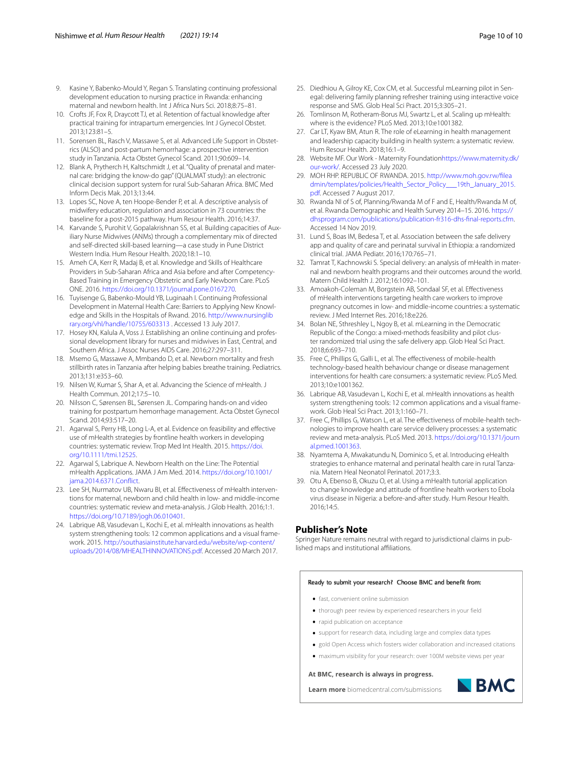9. Kasine Y, Babenko-Mould Y, Regan S. Translating continuing professional development education to nursing practice in Rwanda: enhancing maternal and newborn health. Int J Africa Nurs Sci. 2018;8:75–81.
10. Crofts JF, Fox R, Draycott TJ, et al. Retention of factual knowledge after practical training for intrapartum emergencies. Int J Gynecol Obstet. 2013;123:81–5.
11. Sorensen BL, Rasch V, Massawe S, et al. Advanced Life Support in Obstetrics (ALSO) and post-partum hemorrhage: a prospective intervention study in Tanzania. Acta Obstet Gynecol Scand. 2011;90:609–14.
12. Blank A, Prytherch H, Kaltschmidt J, et al. "Quality of prenatal and maternal care: bridging the know-do gap" (QUALMAT study): an electronic clinical decision support system for rural Sub-Saharan Africa. BMC Med Inform Decis Mak. 2013;13:44.
13. Lopes SC, Nove A, ten Hoope-Bender P, et al. A descriptive analysis of midwifery education, regulation and association in 73 countries: the baseline for a post-2015 pathway. Hum Resour Health. 2016;14:37.
14. Karvande S, Purohit V, Gopalakrishnan SS, et al. Building capacities of Auxiliary Nurse Midwives (ANMs) through a complementary mix of directed and self-directed skill-based learning—a case study in Pune District Western India. Hum Resour Health. 2020;18:1–10.
15. Ameh CA, Kerr R, Madaj B, et al. Knowledge and Skills of Healthcare Providers in Sub-Saharan Africa and Asia before and after Competency-Based Training in Emergency Obstetric and Early Newborn Care. PLoS ONE. 2016. https://doi.org/10.1371/journal.pone.0167270.
16. Tuyisenge G, Babenko-Mould YB, Luginaah I. Continuing Professional Development in Maternal Health Care: Barriers to Applying New Knowledge and Skills in the Hospitals of Rwand. 2016. http://www.nursinglibrary.org/vhl/handle/10755/603313 . Accessed 13 July 2017.
17. Hosey KN, Kalula A, Voss J. Establishing an online continuing and professional development library for nurses and midwives in East, Central, and Southern Africa. J Assoc Nurses AIDS Care. 2016;27:297–311.
18. Msemo G, Massawe A, Mmbando D, et al. Newborn mortality and fresh stillbirth rates in Tanzania after helping babies breathe training. Pediatrics. 2013;131:e353–60.
19. Nilsen W, Kumar S, Shar A, et al. Advancing the Science of mHealth. J Health Commun. 2012;17:5–10.
20. Nilsson C, Sørensen BL, Sørensen JL. Comparing hands-on and video training for postpartum hemorrhage management. Acta Obstet Gynecol Scand. 2014;93:517–20.
21. Agarwal S, Perry HB, Long L-A, et al. Evidence on feasibility and effective use of mHealth strategies by frontline health workers in developing countries: systematic review. Trop Med Int Health. 2015. https://doi.org/10.1111/tmi.12525.
22. Agarwal S, Labrique A. Newborn Health on the Line: The Potential mHealth Applications. JAMA J Am Med. 2014. https://doi.org/10.1001/jama.2014.6371.Conflict.
23. Lee SH, Nurmatov UB, Nwaru BI, et al. Effectiveness of mHealth interventions for maternal, newborn and child health in low- and middle-income countries: systematic review and meta-analysis. J Glob Health. 2016;1:1. https://doi.org/10.7189/jogh.06.010401.
24. Labrique AB, Vasudevan L, Kochi E, et al. mHealth innovations as health system strengthening tools: 12 common applications and a visual framework. 2015. http://southasiainstitute.harvard.edu/website/wp-content/uploads/2014/08/MHEALTHINNOVATIONS.pdf. Accessed 20 March 2017.
25. Diedhiou A, Gilroy KE, Cox CM, et al. Successful mLearning pilot in Senegal: delivering family planning refresher training using interactive voice response and SMS. Glob Heal Sci Pract. 2015;3:305–21.
26. Tomlinson M, Rotheram-Borus MJ, Swartz L, et al. Scaling up mHealth: where is the evidence? PLoS Med. 2013;10:e1001382.
27. Car LT, Kyaw BM, Atun R. The role of eLearning in health management and leadership capacity building in health system: a systematic review. Hum Resour Health. 2018;16:1–9.
28. Website MF. Our Work - Maternity Foundationhttps://www.maternity.dk/our-work/. Accessed 23 July 2020.
29. MOH RHP. REPUBLIC OF RWANDA. 2015. http://www.moh.gov.rw/fileadmin/templates/policies/Health_Sector_Policy___19th_January_2015.pdf. Accessed 7 August 2017.
30. Rwanda NI of S of, Planning/Rwanda M of F and E, Health/Rwanda M of, et al. Rwanda Demographic and Health Survey 2014–15. 2016. https://dhsprogram.com/publications/publication-fr316-dhs-final-reports.cfm. Accessed 14 Nov 2019.
31. Lund S, Boas IM, Bedesa T, et al. Association between the safe delivery app and quality of care and perinatal survival in Ethiopia: a randomized clinical trial. JAMA Pediatr. 2016;170:765–71.
32. Tamrat T, Kachnowski S. Special delivery: an analysis of mHealth in maternal and newborn health programs and their outcomes around the world. Matern Child Health J. 2012;16:1092–101.
33. Amoakoh-Coleman M, Borgstein AB, Sondaal SF, et al. Effectiveness of mHealth interventions targeting health care workers to improve pregnancy outcomes in low- and middle-income countries: a systematic review. J Med Internet Res. 2016;18:e226.
34. Bolan NE, Sthreshley L, Ngoy B, et al. mLearning in the Democratic Republic of the Congo: a mixed-methods feasibility and pilot cluster randomized trial using the safe delivery app. Glob Heal Sci Pract. 2018;6:693–710.
35. Free C, Phillips G, Galli L, et al. The effectiveness of mobile-health technology-based health behaviour change or disease management interventions for health care consumers: a systematic review. PLoS Med. 2013;10:e1001362.
36. Labrique AB, Vasudevan L, Kochi E, et al. mHealth innovations as health system strengthening tools: 12 common applications and a visual framework. Glob Heal Sci Pract. 2013;1:160–71.
37. Free C, Phillips G, Watson L, et al. The effectiveness of mobile-health technologies to improve health care service delivery processes: a systematic review and meta-analysis. PLoS Med. 2013. https://doi.org/10.1371/journal.pmed.1001363.
38. Nyamtema A, Mwakatundu N, Dominico S, et al. Introducing eHealth strategies to enhance maternal and perinatal health care in rural Tanzania. Matern Heal Neonatol Perinatol. 2017;3:3.
39. Otu A, Ebenso B, Okuzu O, et al. Using a mHealth tutorial application to change knowledge and attitude of frontline health workers to Ebola virus disease in Nigeria: a before-and-after study. Hum Resour Health. 2016;14:5.

## Publisher's Note

Springer Nature remains neutral with regard to jurisdictional claims in published maps and institutional affiliations.

Ready to submit your research? Choose BMC and benefit from:

- fast, convenient online submission
- thorough peer review by experienced researchers in your field
- rapid publication on acceptance
- support for research data, including large and complex data types
- gold Open Access which fosters wider collaboration and increased citations
- maximum visibility for your research: over 100M website views per year

**At BMC, research is always in progress.**

**Learn more** biomedcentral.com/submissions

BMC